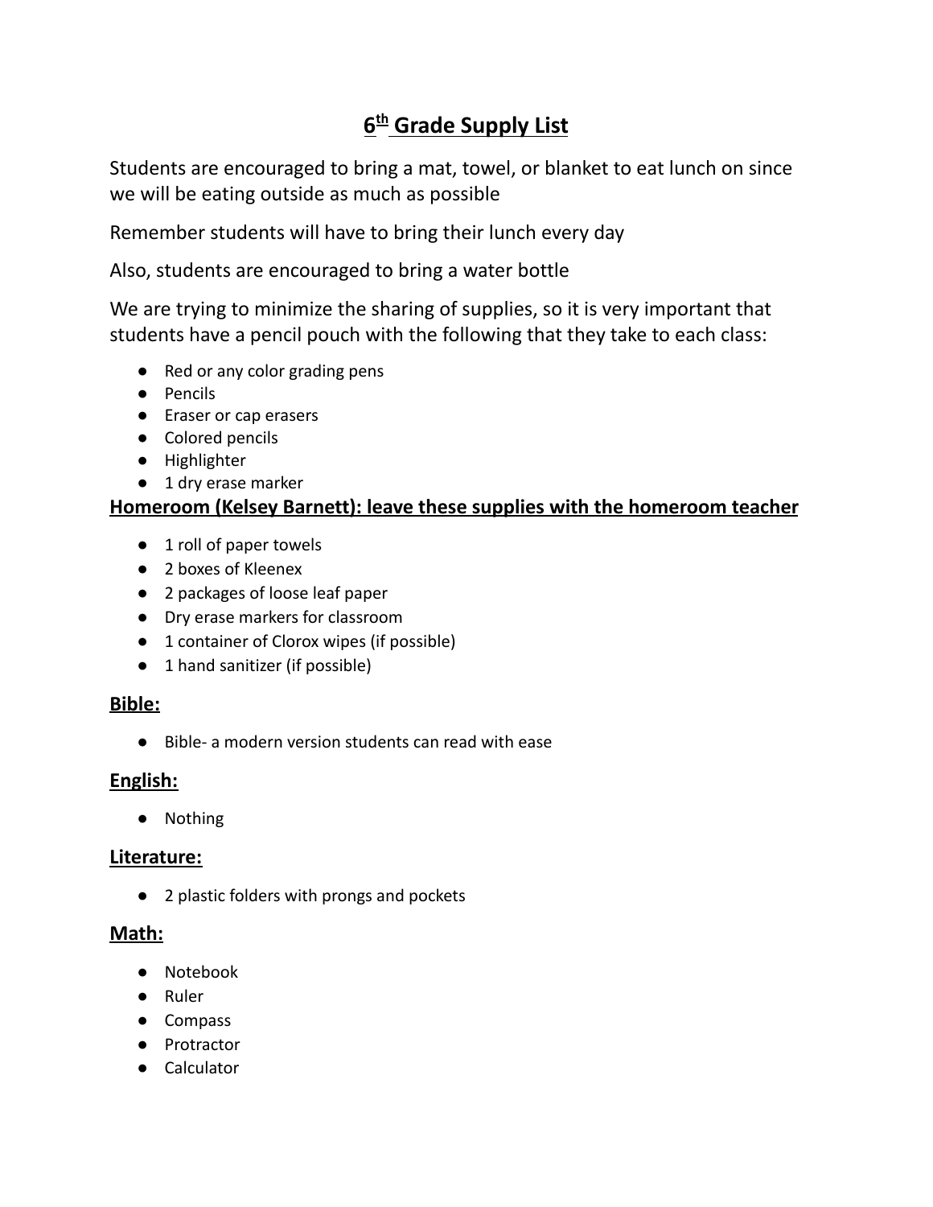# 6th Grade Supply List

Students are encouraged to bring a mat, towel, or blanket to eat lunch on since we will be eating outside as much as possible

Remember students will have to bring their lunch every day

Also, students are encouraged to bring a water bottle

We are trying to minimize the sharing of supplies, so it is very important that students have a pencil pouch with the following that they take to each class:

- Red or any color grading pens
- Pencils
- Eraser or cap erasers
- Colored pencils
- Highlighter
- 1 dry erase marker

**Homeroom (Kelsey Barnett): leave these supplies with the homeroom teacher**

- 1 roll of paper towels
- 2 boxes of Kleenex
- 2 packages of loose leaf paper
- Dry erase markers for classroom
- 1 container of Clorox wipes (if possible)
- 1 hand sanitizer (if possible)

**Bible:**

- Bible- a modern version students can read with ease

**English:**

- Nothing

**Literature:**

- 2 plastic folders with prongs and pockets

**Math:**

- Notebook
- Ruler
- Compass
- Protractor
- Calculator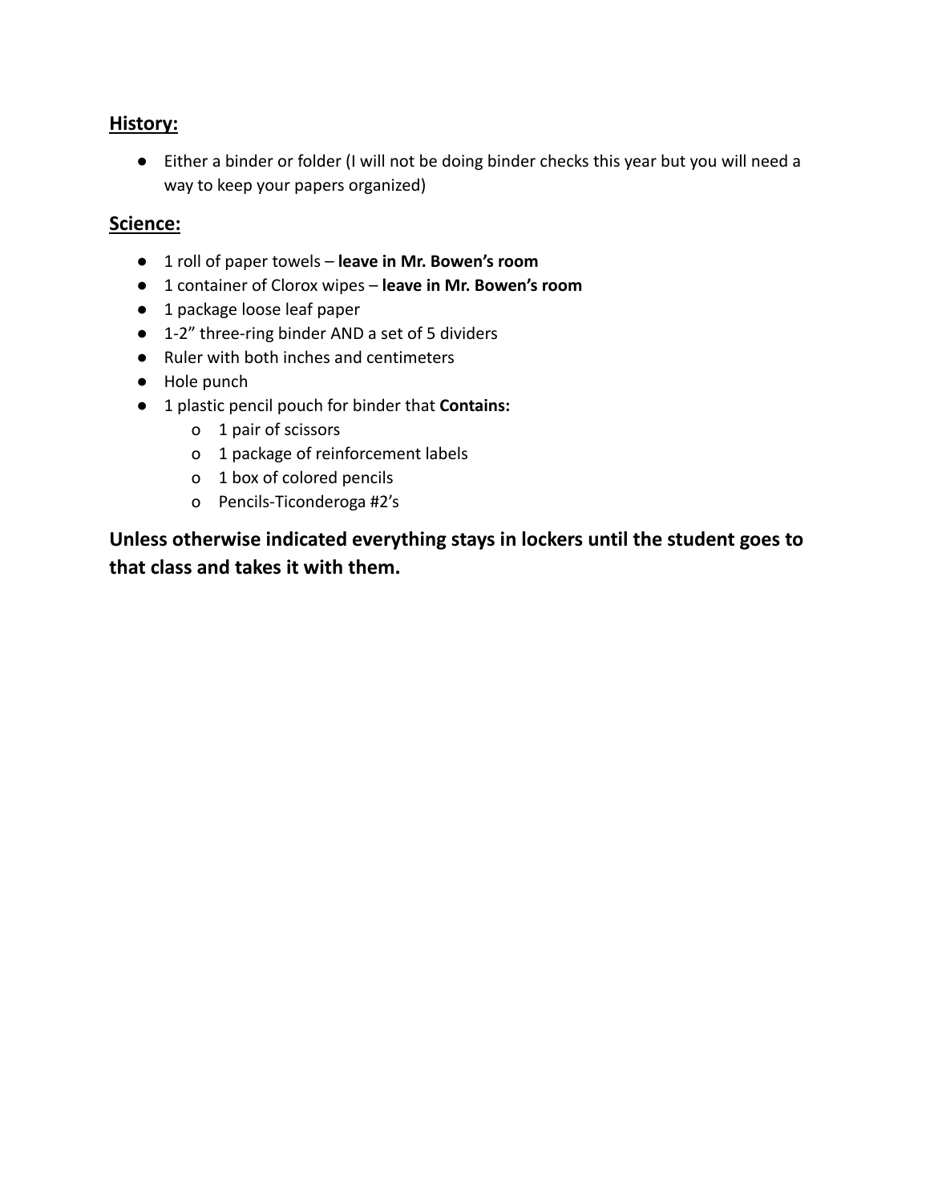**History:**

- Either a binder or folder (I will not be doing binder checks this year but you will need a way to keep your papers organized)

**Science:**

- 1 roll of paper towels – **leave in Mr. Bowen's room**
- 1 container of Clorox wipes – **leave in Mr. Bowen's room**
- 1 package loose leaf paper
- 1-2" three-ring binder AND a set of 5 dividers
- Ruler with both inches and centimeters
- Hole punch
- 1 plastic pencil pouch for binder that **Contains:**
  - 1 pair of scissors
  - 1 package of reinforcement labels
  - 1 box of colored pencils
  - Pencils-Ticonderoga #2's

**Unless otherwise indicated everything stays in lockers until the student goes to that class and takes it with them.**